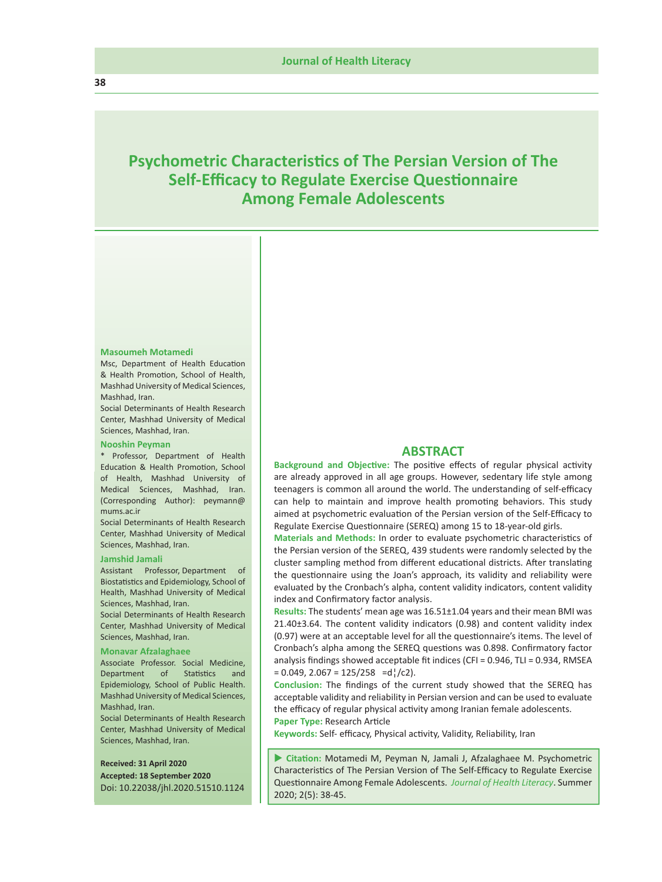# Psychometric Characteristics of The Persian Version of The Self-Efficacy to Regulate Exercise Questionnaire Among Female Adolescents

**Masoumeh Motamedi**

Msc, Department of Health Education & Health Promotion, School of Health, Mashhad University of Medical Sciences, Mashhad, Iran.

Social Determinants of Health Research Center, Mashhad University of Medical Sciences, Mashhad, Iran.

**Nooshin Peyman**

* Professor, Department of Health Education & Health Promotion, School of Health, Mashhad University of Medical Sciences, Mashhad, Iran. (Corresponding Author): peymann@mums.ac.ir

Social Determinants of Health Research Center, Mashhad University of Medical Sciences, Mashhad, Iran.

**Jamshid Jamali**

Assistant Professor, Department of Biostatistics and Epidemiology, School of Health, Mashhad University of Medical Sciences, Mashhad, Iran.

Social Determinants of Health Research Center, Mashhad University of Medical Sciences, Mashhad, Iran.

**Monavar Afzalaghaee**

Associate Professor. Social Medicine, Department of Statistics and Epidemiology, School of Public Health. Mashhad University of Medical Sciences, Mashhad, Iran.

Social Determinants of Health Research Center, Mashhad University of Medical Sciences, Mashhad, Iran.

**Received: 31 April 2020**
**Accepted: 18 September 2020**
Doi: 10.22038/jhl.2020.51510.1124

## ABSTRACT

**Background and Objective:** The positive effects of regular physical activity are already approved in all age groups. However, sedentary life style among teenagers is common all around the world. The understanding of self-efficacy can help to maintain and improve health promoting behaviors. This study aimed at psychometric evaluation of the Persian version of the Self-Efficacy to Regulate Exercise Questionnaire (SEREQ) among 15 to 18-year-old girls.

**Materials and Methods:** In order to evaluate psychometric characteristics of the Persian version of the SEREQ, 439 students were randomly selected by the cluster sampling method from different educational districts. After translating the questionnaire using the Joan's approach, its validity and reliability were evaluated by the Cronbach's alpha, content validity indicators, content validity index and Confirmatory factor analysis.

**Results:** The students' mean age was 16.51±1.04 years and their mean BMI was 21.40±3.64. The content validity indicators (0.98) and content validity index (0.97) were at an acceptable level for all the questionnaire's items. The level of Cronbach's alpha among the SEREQ questions was 0.898. Confirmatory factor analysis findings showed acceptable fit indices (CFI = 0.946, TLI = 0.934, RMSEA = 0.049, 2.067 = 125/258 =d¦/c2).

**Conclusion:** The findings of the current study showed that the SEREQ has acceptable validity and reliability in Persian version and can be used to evaluate the efficacy of regular physical activity among Iranian female adolescents.

**Paper Type:** Research Article

**Keywords:** Self- efficacy, Physical activity, Validity, Reliability, Iran

▶ **Citation:** Motamedi M, Peyman N, Jamali J, Afzalaghaee M. Psychometric Characteristics of The Persian Version of The Self-Efficacy to Regulate Exercise Questionnaire Among Female Adolescents. *Journal of Health Literacy*. Summer 2020; 2(5): 38-45.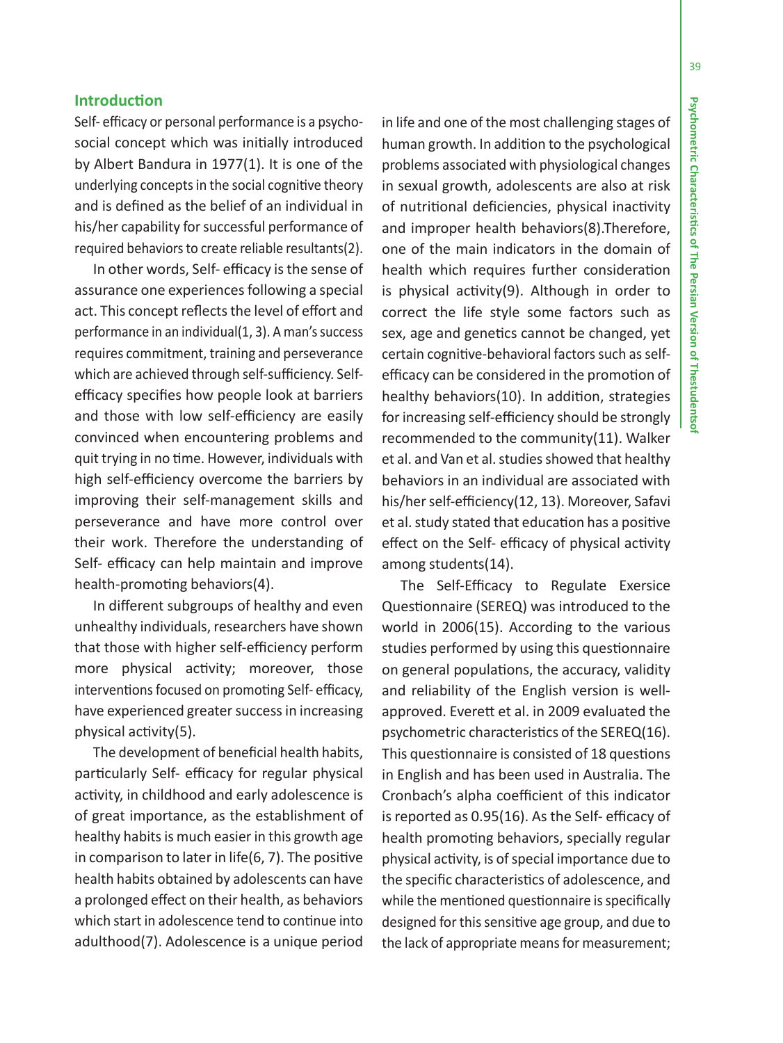## Introduction

Self- efficacy or personal performance is a psycho-social concept which was initially introduced by Albert Bandura in 1977(1). It is one of the underlying concepts in the social cognitive theory and is defined as the belief of an individual in his/her capability for successful performance of required behaviors to create reliable resultants(2).

In other words, Self- efficacy is the sense of assurance one experiences following a special act. This concept reflects the level of effort and performance in an individual(1, 3). A man's success requires commitment, training and perseverance which are achieved through self-sufficiency. Self-efficacy specifies how people look at barriers and those with low self-efficiency are easily convinced when encountering problems and quit trying in no time. However, individuals with high self-efficiency overcome the barriers by improving their self-management skills and perseverance and have more control over their work. Therefore the understanding of Self- efficacy can help maintain and improve health-promoting behaviors(4).

In different subgroups of healthy and even unhealthy individuals, researchers have shown that those with higher self-efficiency perform more physical activity; moreover, those interventions focused on promoting Self- efficacy, have experienced greater success in increasing physical activity(5).

The development of beneficial health habits, particularly Self- efficacy for regular physical activity, in childhood and early adolescence is of great importance, as the establishment of healthy habits is much easier in this growth age in comparison to later in life(6, 7). The positive health habits obtained by adolescents can have a prolonged effect on their health, as behaviors which start in adolescence tend to continue into adulthood(7). Adolescence is a unique period in life and one of the most challenging stages of human growth. In addition to the psychological problems associated with physiological changes in sexual growth, adolescents are also at risk of nutritional deficiencies, physical inactivity and improper health behaviors(8).Therefore, one of the main indicators in the domain of health which requires further consideration is physical activity(9). Although in order to correct the life style some factors such as sex, age and genetics cannot be changed, yet certain cognitive-behavioral factors such as self-efficacy can be considered in the promotion of healthy behaviors(10). In addition, strategies for increasing self-efficiency should be strongly recommended to the community(11). Walker et al. and Van et al. studies showed that healthy behaviors in an individual are associated with his/her self-efficiency(12, 13). Moreover, Safavi et al. study stated that education has a positive effect on the Self- efficacy of physical activity among students(14).

The Self-Efficacy to Regulate Exersice Questionnaire (SEREQ) was introduced to the world in 2006(15). According to the various studies performed by using this questionnaire on general populations, the accuracy, validity and reliability of the English version is well-approved. Everett et al. in 2009 evaluated the psychometric characteristics of the SEREQ(16). This questionnaire is consisted of 18 questions in English and has been used in Australia. The Cronbach's alpha coefficient of this indicator is reported as 0.95(16). As the Self- efficacy of health promoting behaviors, specially regular physical activity, is of special importance due to the specific characteristics of adolescence, and while the mentioned questionnaire is specifically designed for this sensitive age group, and due to the lack of appropriate means for measurement;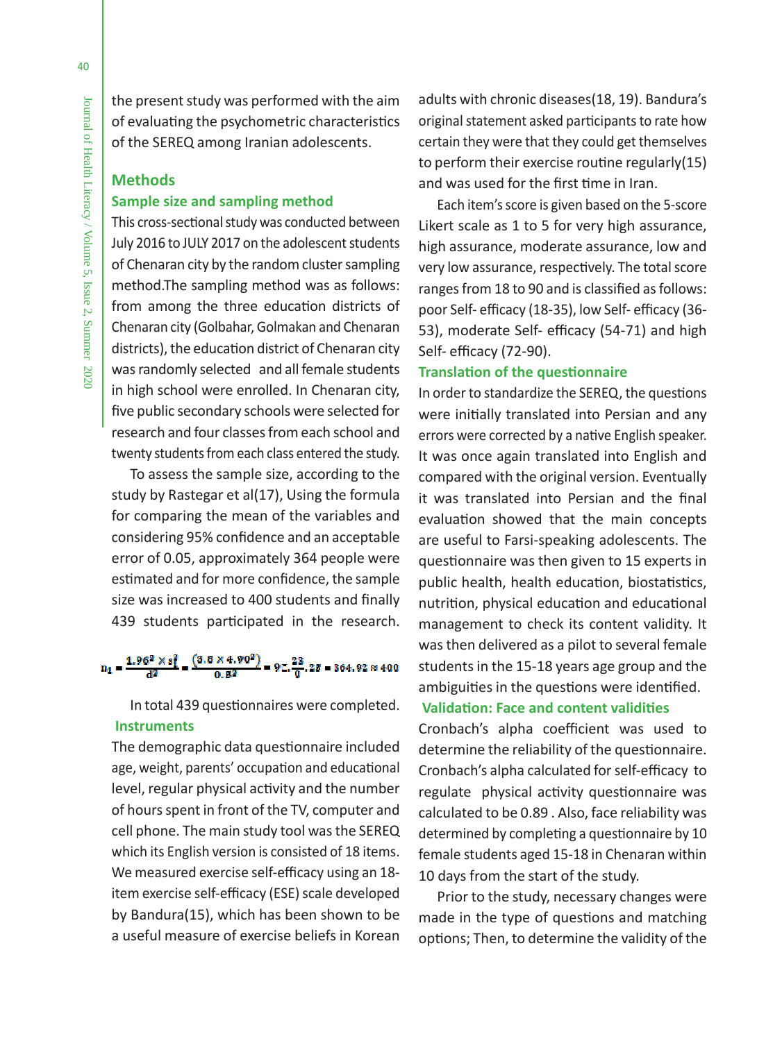the present study was performed with the aim of evaluating the psychometric characteristics of the SEREQ among Iranian adolescents.

## Methods

### Sample size and sampling method

This cross-sectional study was conducted between July 2016 to JULY 2017 on the adolescent students of Chenaran city by the random cluster sampling method.The sampling method was as follows: from among the three education districts of Chenaran city (Golbahar, Golmakan and Chenaran districts), the education district of Chenaran city was randomly selected  and all female students in high school were enrolled. In Chenaran city, five public secondary schools were selected for research and four classes from each school and twenty students from each class entered the study.

To assess the sample size, according to the study by Rastegar et al(17), Using the formula for comparing the mean of the variables and considering 95% confidence and an acceptable error of 0.05, approximately 364 people were estimated and for more confidence, the sample size was increased to 400 students and finally 439 students participated in the research.

$$n_1 = \frac{1.96^2 \times s_1^2}{d^2} = \frac{(3.8 \times 4.90^2)}{0.5^2} = 9\%.\frac{23}{0}.25 = 364.92 \approx 400$$

In total 439 questionnaires were completed.

### Instruments

The demographic data questionnaire included age, weight, parents' occupation and educational level, regular physical activity and the number of hours spent in front of the TV, computer and cell phone. The main study tool was the SEREQ which its English version is consisted of 18 items. We measured exercise self-efficacy using an 18-item exercise self-efficacy (ESE) scale developed by Bandura(15), which has been shown to be a useful measure of exercise beliefs in Korean adults with chronic diseases(18, 19). Bandura's original statement asked participants to rate how certain they were that they could get themselves to perform their exercise routine regularly(15) and was used for the first time in Iran.

Each item's score is given based on the 5-score Likert scale as 1 to 5 for very high assurance, high assurance, moderate assurance, low and very low assurance, respectively. The total score ranges from 18 to 90 and is classified as follows: poor Self- efficacy (18-35), low Self- efficacy (36-53), moderate Self- efficacy (54-71) and high Self- efficacy (72-90).

### Translation of the questionnaire

In order to standardize the SEREQ, the questions were initially translated into Persian and any errors were corrected by a native English speaker. It was once again translated into English and compared with the original version. Eventually it was translated into Persian and the final evaluation showed that the main concepts are useful to Farsi-speaking adolescents. The questionnaire was then given to 15 experts in public health, health education, biostatistics, nutrition, physical education and educational management to check its content validity. It was then delivered as a pilot to several female students in the 15-18 years age group and the ambiguities in the questions were identified.

### Validation: Face and content validities

Cronbach's alpha coefficient was used to determine the reliability of the questionnaire. Cronbach's alpha calculated for self-efficacy to regulate  physical activity questionnaire was calculated to be 0.89 . Also, face reliability was determined by completing a questionnaire by 10 female students aged 15-18 in Chenaran within 10 days from the start of the study.

Prior to the study, necessary changes were made in the type of questions and matching options; Then, to determine the validity of the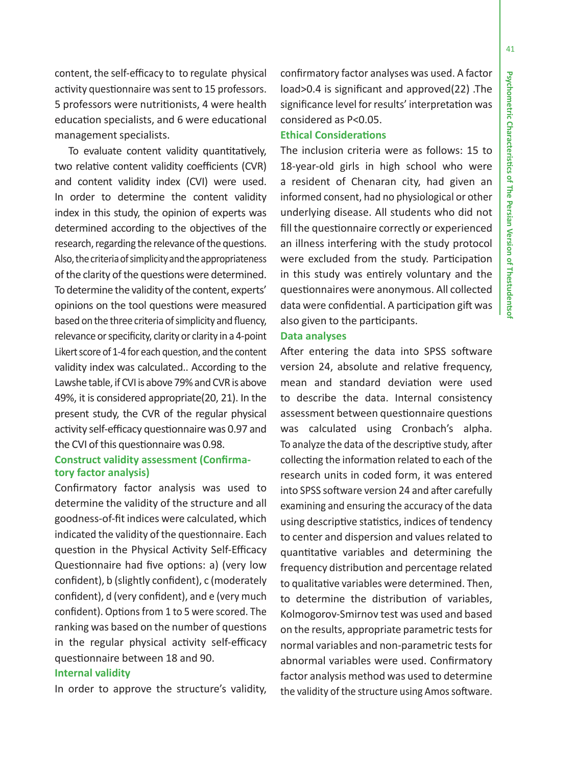content, the self-efficacy to to regulate physical activity questionnaire was sent to 15 professors. 5 professors were nutritionists, 4 were health education specialists, and 6 were educational management specialists.

To evaluate content validity quantitatively, two relative content validity coefficients (CVR) and content validity index (CVI) were used. In order to determine the content validity index in this study, the opinion of experts was determined according to the objectives of the research, regarding the relevance of the questions. Also, the criteria of simplicity and the appropriateness of the clarity of the questions were determined. To determine the validity of the content, experts' opinions on the tool questions were measured based on the three criteria of simplicity and fluency, relevance or specificity, clarity or clarity in a 4-point Likert score of 1-4 for each question, and the content validity index was calculated.. According to the Lawshe table, if CVI is above 79% and CVR is above 49%, it is considered appropriate(20, 21). In the present study, the CVR of the regular physical activity self-efficacy questionnaire was 0.97 and the CVI of this questionnaire was 0.98.

### Construct validity assessment (Confirmatory factor analysis)

Confirmatory factor analysis was used to determine the validity of the structure and all goodness-of-fit indices were calculated, which indicated the validity of the questionnaire. Each question in the Physical Activity Self-Efficacy Questionnaire had five options: a) (very low confident), b (slightly confident), c (moderately confident), d (very confident), and e (very much confident). Options from 1 to 5 were scored. The ranking was based on the number of questions in the regular physical activity self-efficacy questionnaire between 18 and 90.

### Internal validity

In order to approve the structure's validity, confirmatory factor analyses was used. A factor load>0.4 is significant and approved(22) .The significance level for results' interpretation was considered as $P<0.05$.

### Ethical Considerations

The inclusion criteria were as follows: 15 to 18-year-old girls in high school who were a resident of Chenaran city, had given an informed consent, had no physiological or other underlying disease. All students who did not fill the questionnaire correctly or experienced an illness interfering with the study protocol were excluded from the study. Participation in this study was entirely voluntary and the questionnaires were anonymous. All collected data were confidential. A participation gift was also given to the participants.

### Data analyses

After entering the data into SPSS software version 24, absolute and relative frequency, mean and standard deviation were used to describe the data. Internal consistency assessment between questionnaire questions was calculated using Cronbach's alpha. To analyze the data of the descriptive study, after collecting the information related to each of the research units in coded form, it was entered into SPSS software version 24 and after carefully examining and ensuring the accuracy of the data using descriptive statistics, indices of tendency to center and dispersion and values related to quantitative variables and determining the frequency distribution and percentage related to qualitative variables were determined. Then, to determine the distribution of variables, Kolmogorov-Smirnov test was used and based on the results, appropriate parametric tests for normal variables and non-parametric tests for abnormal variables were used. Confirmatory factor analysis method was used to determine the validity of the structure using Amos software.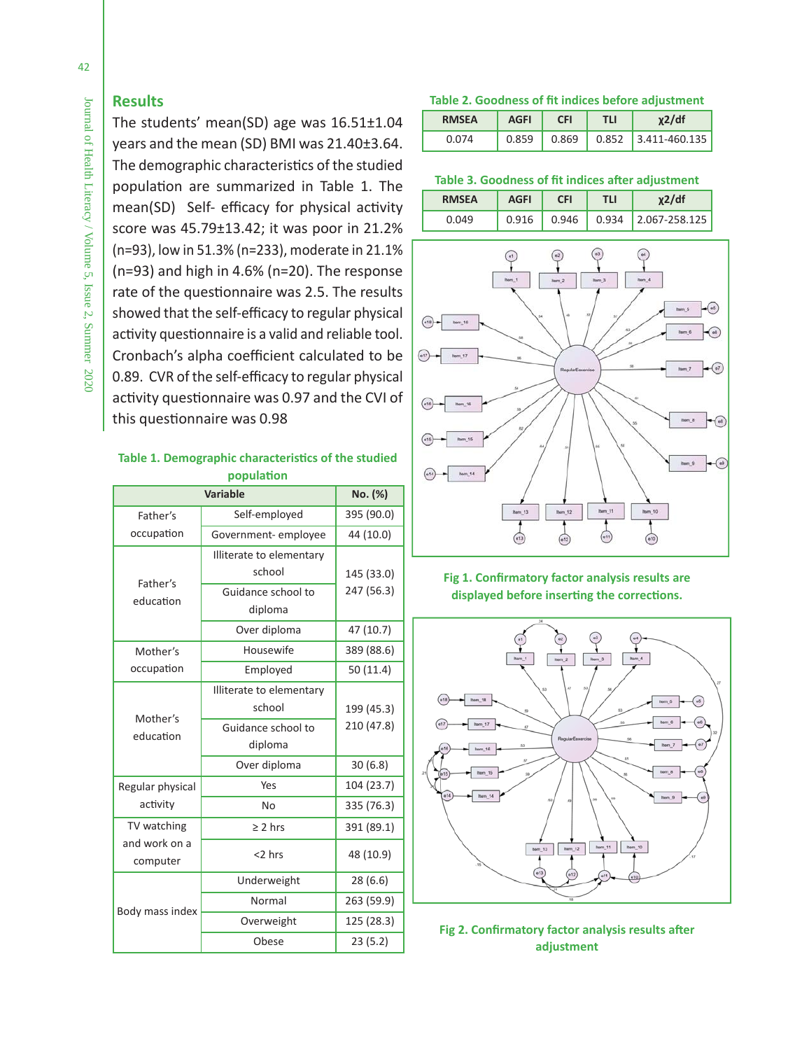## Results

The students' mean(SD) age was 16.51±1.04 years and the mean (SD) BMI was 21.40±3.64. The demographic characteristics of the studied population are summarized in Table 1. The mean(SD) Self- efficacy for physical activity score was 45.79±13.42; it was poor in 21.2% (n=93), low in 51.3% (n=233), moderate in 21.1% (n=93) and high in 4.6% (n=20). The response rate of the questionnaire was 2.5. The results showed that the self-efficacy to regular physical activity questionnaire is a valid and reliable tool. Cronbach's alpha coefficient calculated to be 0.89. CVR of the self-efficacy to regular physical activity questionnaire was 0.97 and the CVI of this questionnaire was 0.98

**Table 1. Demographic characteristics of the studied population**

| Variable | | No. (%) |
|---|---|---|
| Father's occupation | Self-employed | 395 (90.0) |
| | Government- employee | 44 (10.0) |
| Father's education | Illiterate to elementary school | 145 (33.0) |
| | Guidance school to diploma | 247 (56.3) |
| | Over diploma | 47 (10.7) |
| Mother's occupation | Housewife | 389 (88.6) |
| | Employed | 50 (11.4) |
| Mother's education | Illiterate to elementary school | 199 (45.3) |
| | Guidance school to diploma | 210 (47.8) |
| | Over diploma | 30 (6.8) |
| Regular physical activity | Yes | 104 (23.7) |
| | No | 335 (76.3) |
| TV watching and work on a computer | ≥ 2 hrs | 391 (89.1) |
| | <2 hrs | 48 (10.9) |
| Body mass index | Underweight | 28 (6.6) |
| | Normal | 263 (59.9) |
| | Overweight | 125 (28.3) |
| | Obese | 23 (5.2) |

**Table 2. Goodness of fit indices before adjustment**

| RMSEA | AGFI | CFI | TLI | χ2/df |
|---|---|---|---|---|
| 0.074 | 0.859 | 0.869 | 0.852 | 3.411-460.135 |

**Table 3. Goodness of fit indices after adjustment**

| RMSEA | AGFI | CFI | TLI | χ2/df |
|---|---|---|---|---|
| 0.049 | 0.916 | 0.946 | 0.934 | 2.067-258.125 |

**Fig 1. Confirmatory factor analysis results are displayed before inserting the corrections.**

**Fig 2. Confirmatory factor analysis results after adjustment**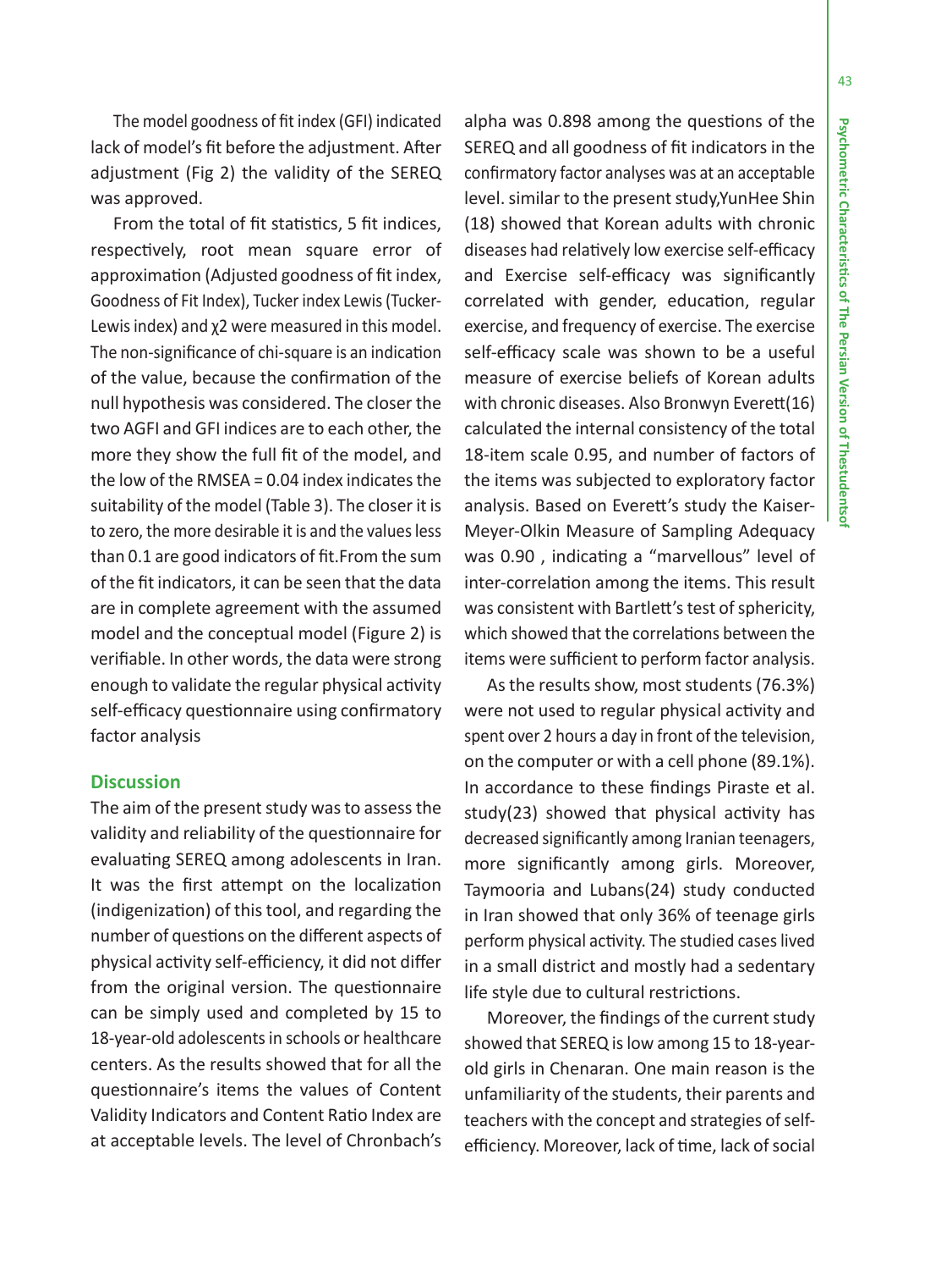The model goodness of fit index (GFI) indicated lack of model's fit before the adjustment. After adjustment (Fig 2) the validity of the SEREQ was approved.

From the total of fit statistics, 5 fit indices, respectively, root mean square error of approximation (Adjusted goodness of fit index, Goodness of Fit Index), Tucker index Lewis (Tucker-Lewis index) and $\chi 2$ were measured in this model. The non-significance of chi-square is an indication of the value, because the confirmation of the null hypothesis was considered. The closer the two AGFI and GFI indices are to each other, the more they show the full fit of the model, and the low of the RMSEA = 0.04 index indicates the suitability of the model (Table 3). The closer it is to zero, the more desirable it is and the values less than 0.1 are good indicators of fit.From the sum of the fit indicators, it can be seen that the data are in complete agreement with the assumed model and the conceptual model (Figure 2) is verifiable. In other words, the data were strong enough to validate the regular physical activity self-efficacy questionnaire using confirmatory factor analysis

## Discussion

The aim of the present study was to assess the validity and reliability of the questionnaire for evaluating SEREQ among adolescents in Iran. It was the first attempt on the localization (indigenization) of this tool, and regarding the number of questions on the different aspects of physical activity self-efficiency, it did not differ from the original version. The questionnaire can be simply used and completed by 15 to 18-year-old adolescents in schools or healthcare centers. As the results showed that for all the questionnaire's items the values of Content Validity Indicators and Content Ratio Index are at acceptable levels. The level of Chronbach's alpha was 0.898 among the questions of the SEREQ and all goodness of fit indicators in the confirmatory factor analyses was at an acceptable level. similar to the present study,YunHee Shin (18) showed that Korean adults with chronic diseases had relatively low exercise self-efficacy and Exercise self-efficacy was significantly correlated with gender, education, regular exercise, and frequency of exercise. The exercise self-efficacy scale was shown to be a useful measure of exercise beliefs of Korean adults with chronic diseases. Also Bronwyn Everett(16) calculated the internal consistency of the total 18-item scale 0.95, and number of factors of the items was subjected to exploratory factor analysis. Based on Everett's study the Kaiser-Meyer-Olkin Measure of Sampling Adequacy was 0.90 , indicating a "marvellous" level of inter-correlation among the items. This result was consistent with Bartlett's test of sphericity, which showed that the correlations between the items were sufficient to perform factor analysis.

As the results show, most students (76.3%) were not used to regular physical activity and spent over 2 hours a day in front of the television, on the computer or with a cell phone (89.1%). In accordance to these findings Piraste et al. study(23) showed that physical activity has decreased significantly among Iranian teenagers, more significantly among girls. Moreover, Taymooria and Lubans(24) study conducted in Iran showed that only 36% of teenage girls perform physical activity. The studied cases lived in a small district and mostly had a sedentary life style due to cultural restrictions.

Moreover, the findings of the current study showed that SEREQ is low among 15 to 18-year-old girls in Chenaran. One main reason is the unfamiliarity of the students, their parents and teachers with the concept and strategies of self-efficiency. Moreover, lack of time, lack of social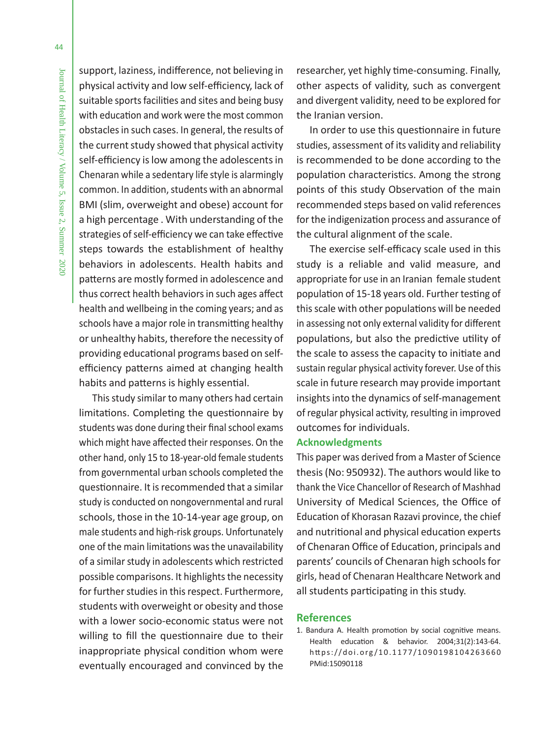support, laziness, indifference, not believing in physical activity and low self-efficiency, lack of suitable sports facilities and sites and being busy with education and work were the most common obstacles in such cases. In general, the results of the current study showed that physical activity self-efficiency is low among the adolescents in Chenaran while a sedentary life style is alarmingly common. In addition, students with an abnormal BMI (slim, overweight and obese) account for a high percentage . With understanding of the strategies of self-efficiency we can take effective steps towards the establishment of healthy behaviors in adolescents. Health habits and patterns are mostly formed in adolescence and thus correct health behaviors in such ages affect health and wellbeing in the coming years; and as schools have a major role in transmitting healthy or unhealthy habits, therefore the necessity of providing educational programs based on self-efficiency patterns aimed at changing health habits and patterns is highly essential.

This study similar to many others had certain limitations. Completing the questionnaire by students was done during their final school exams which might have affected their responses. On the other hand, only 15 to 18-year-old female students from governmental urban schools completed the questionnaire. It is recommended that a similar study is conducted on nongovernmental and rural schools, those in the 10-14-year age group, on male students and high-risk groups. Unfortunately one of the main limitations was the unavailability of a similar study in adolescents which restricted possible comparisons. It highlights the necessity for further studies in this respect. Furthermore, students with overweight or obesity and those with a lower socio-economic status were not willing to fill the questionnaire due to their inappropriate physical condition whom were eventually encouraged and convinced by the researcher, yet highly time-consuming. Finally, other aspects of validity, such as convergent and divergent validity, need to be explored for the Iranian version.

In order to use this questionnaire in future studies, assessment of its validity and reliability is recommended to be done according to the population characteristics. Among the strong points of this study Observation of the main recommended steps based on valid references for the indigenization process and assurance of the cultural alignment of the scale.

The exercise self-efficacy scale used in this study is a reliable and valid measure, and appropriate for use in an Iranian female student population of 15-18 years old. Further testing of this scale with other populations will be needed in assessing not only external validity for different populations, but also the predictive utility of the scale to assess the capacity to initiate and sustain regular physical activity forever. Use of this scale in future research may provide important insights into the dynamics of self-management of regular physical activity, resulting in improved outcomes for individuals.

## Acknowledgments

This paper was derived from a Master of Science thesis (No: 950932). The authors would like to thank the Vice Chancellor of Research of Mashhad University of Medical Sciences, the Office of Education of Khorasan Razavi province, the chief and nutritional and physical education experts of Chenaran Office of Education, principals and parents' councils of Chenaran high schools for girls, head of Chenaran Healthcare Network and all students participating in this study.

## References

1. Bandura A. Health promotion by social cognitive means. Health education & behavior. 2004;31(2):143-64. https://doi.org/10.1177/1090198104263660 PMid:15090118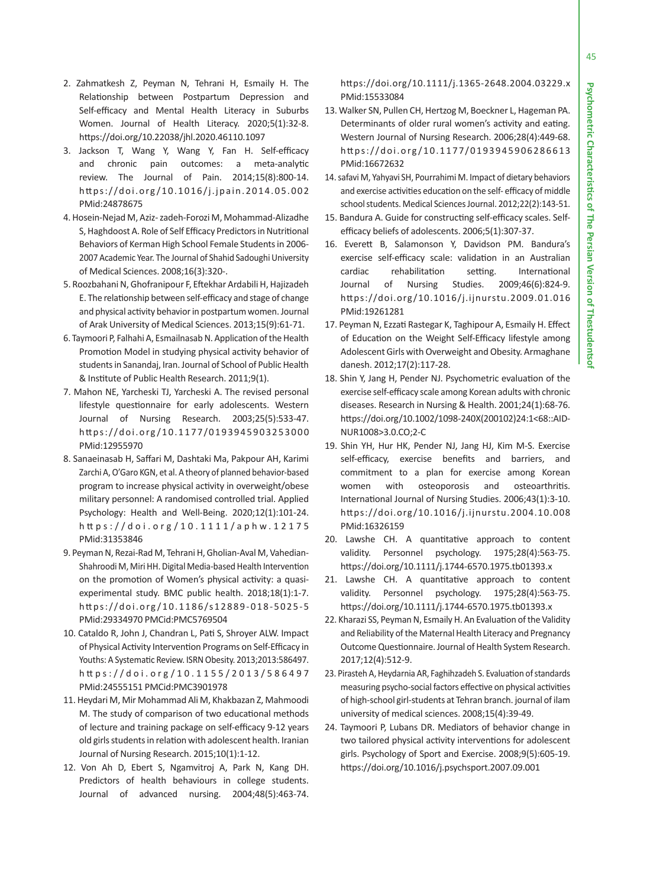2. Zahmatkesh Z, Peyman N, Tehrani H, Esmaily H. The Relationship between Postpartum Depression and Self-efficacy and Mental Health Literacy in Suburbs Women. Journal of Health Literacy. 2020;5(1):32-8. https://doi.org/10.22038/jhl.2020.46110.1097
3. Jackson T, Wang Y, Wang Y, Fan H. Self-efficacy and chronic pain outcomes: a meta-analytic review. The Journal of Pain. 2014;15(8):800-14. https://doi.org/10.1016/j.jpain.2014.05.002 PMid:24878675
4. Hosein-Nejad M, Aziz- zadeh-Forozi M, Mohammad-Alizadhe S, Haghdoost A. Role of Self Efficacy Predictors in Nutritional Behaviors of Kerman High School Female Students in 2006-2007 Academic Year. The Journal of Shahid Sadoughi University of Medical Sciences. 2008;16(3):320-.
5. Roozbahani N, Ghofranipour F, Eftekhar Ardabili H, Hajizadeh E. The relationship between self-efficacy and stage of change and physical activity behavior in postpartum women. Journal of Arak University of Medical Sciences. 2013;15(9):61-71.
6. Taymoori P, Falhahi A, Esmailnasab N. Application of the Health Promotion Model in studying physical activity behavior of students in Sanandaj, Iran. Journal of School of Public Health & Institute of Public Health Research. 2011;9(1).
7. Mahon NE, Yarcheski TJ, Yarcheski A. The revised personal lifestyle questionnaire for early adolescents. Western Journal of Nursing Research. 2003;25(5):533-47. https://doi.org/10.1177/0193945903253000 PMid:12955970
8. Sanaeinasab H, Saffari M, Dashtaki Ma, Pakpour AH, Karimi Zarchi A, O'Garo KGN, et al. A theory of planned behavior-based program to increase physical activity in overweight/obese military personnel: A randomised controlled trial. Applied Psychology: Health and Well-Being. 2020;12(1):101-24. https://doi.org/10.1111/aphw.12175 PMid:31353846
9. Peyman N, Rezai-Rad M, Tehrani H, Gholian-Aval M, Vahedian-Shahroodi M, Miri HH. Digital Media-based Health Intervention on the promotion of Women's physical activity: a quasi-experimental study. BMC public health. 2018;18(1):1-7. https://doi.org/10.1186/s12889-018-5025-5 PMid:29334970 PMCid:PMC5769504
10. Cataldo R, John J, Chandran L, Pati S, Shroyer ALW. Impact of Physical Activity Intervention Programs on Self-Efficacy in Youths: A Systematic Review. ISRN Obesity. 2013;2013:586497. https://doi.org/10.1155/2013/586497 PMid:24555151 PMCid:PMC3901978
11. Heydari M, Mir Mohammad Ali M, Khakbazan Z, Mahmoodi M. The study of comparison of two educational methods of lecture and training package on self-efficacy 9-12 years old girls students in relation with adolescent health. Iranian Journal of Nursing Research. 2015;10(1):1-12.
12. Von Ah D, Ebert S, Ngamvitroj A, Park N, Kang DH. Predictors of health behaviours in college students. Journal of advanced nursing. 2004;48(5):463-74. https://doi.org/10.1111/j.1365-2648.2004.03229.x PMid:15533084
13. Walker SN, Pullen CH, Hertzog M, Boeckner L, Hageman PA. Determinants of older rural women's activity and eating. Western Journal of Nursing Research. 2006;28(4):449-68. https://doi.org/10.1177/0193945906286613 PMid:16672632
14. safavi M, Yahyavi SH, Pourrahimi M. Impact of dietary behaviors and exercise activities education on the self- efficacy of middle school students. Medical Sciences Journal. 2012;22(2):143-51.
15. Bandura A. Guide for constructing self-efficacy scales. Self-efficacy beliefs of adolescents. 2006;5(1):307-37.
16. Everett B, Salamonson Y, Davidson PM. Bandura's exercise self-efficacy scale: validation in an Australian cardiac rehabilitation setting. International Journal of Nursing Studies. 2009;46(6):824-9. https://doi.org/10.1016/j.ijnurstu.2009.01.016 PMid:19261281
17. Peyman N, Ezzati Rastegar K, Taghipour A, Esmaily H. Effect of Education on the Weight Self-Efficacy lifestyle among Adolescent Girls with Overweight and Obesity. Armaghane danesh. 2012;17(2):117-28.
18. Shin Y, Jang H, Pender NJ. Psychometric evaluation of the exercise self-efficacy scale among Korean adults with chronic diseases. Research in Nursing & Health. 2001;24(1):68-76. https://doi.org/10.1002/1098-240X(200102)24:1<68::AID-NUR1008>3.0.CO;2-C
19. Shin YH, Hur HK, Pender NJ, Jang HJ, Kim M-S. Exercise self-efficacy, exercise benefits and barriers, and commitment to a plan for exercise among Korean women with osteoporosis and osteoarthritis. International Journal of Nursing Studies. 2006;43(1):3-10. https://doi.org/10.1016/j.ijnurstu.2004.10.008 PMid:16326159
20. Lawshe CH. A quantitative approach to content validity. Personnel psychology. 1975;28(4):563-75. https://doi.org/10.1111/j.1744-6570.1975.tb01393.x
21. Lawshe CH. A quantitative approach to content validity. Personnel psychology. 1975;28(4):563-75. https://doi.org/10.1111/j.1744-6570.1975.tb01393.x
22. Kharazi SS, Peyman N, Esmaily H. An Evaluation of the Validity and Reliability of the Maternal Health Literacy and Pregnancy Outcome Questionnaire. Journal of Health System Research. 2017;12(4):512-9.
23. Pirasteh A, Heydarnia AR, Faghihzadeh S. Evaluation of standards measuring psycho-social factors effective on physical activities of high-school girl-students at Tehran branch. journal of ilam university of medical sciences. 2008;15(4):39-49.
24. Taymoori P, Lubans DR. Mediators of behavior change in two tailored physical activity interventions for adolescent girls. Psychology of Sport and Exercise. 2008;9(5):605-19. https://doi.org/10.1016/j.psychsport.2007.09.001